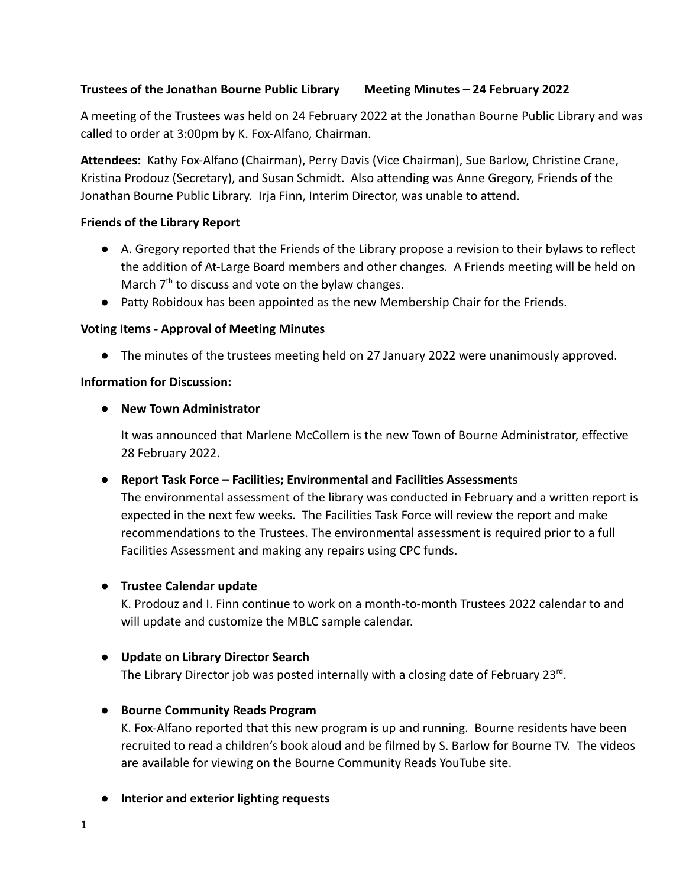**Trustees of the Jonathan Bourne Public Library  Meeting Minutes – 24 February 2022**

A meeting of the Trustees was held on 24 February 2022 at the Jonathan Bourne Public Library and was called to order at 3:00pm by K. Fox-Alfano, Chairman.

**Attendees:** Kathy Fox-Alfano (Chairman), Perry Davis (Vice Chairman), Sue Barlow, Christine Crane, Kristina Prodouz (Secretary), and Susan Schmidt. Also attending was Anne Gregory, Friends of the Jonathan Bourne Public Library. Irja Finn, Interim Director, was unable to attend.

**Friends of the Library Report**

- A. Gregory reported that the Friends of the Library propose a revision to their bylaws to reflect the addition of At-Large Board members and other changes. A Friends meeting will be held on March 7th to discuss and vote on the bylaw changes.
- Patty Robidoux has been appointed as the new Membership Chair for the Friends.

**Voting Items - Approval of Meeting Minutes**

- The minutes of the trustees meeting held on 27 January 2022 were unanimously approved.

**Information for Discussion:**

- **New Town Administrator**

  It was announced that Marlene McCollem is the new Town of Bourne Administrator, effective 28 February 2022.

- **Report Task Force – Facilities; Environmental and Facilities Assessments**
  The environmental assessment of the library was conducted in February and a written report is expected in the next few weeks. The Facilities Task Force will review the report and make recommendations to the Trustees. The environmental assessment is required prior to a full Facilities Assessment and making any repairs using CPC funds.

- **Trustee Calendar update**
  K. Prodouz and I. Finn continue to work on a month-to-month Trustees 2022 calendar to and will update and customize the MBLC sample calendar.

- **Update on Library Director Search**
  The Library Director job was posted internally with a closing date of February 23rd.

- **Bourne Community Reads Program**
  K. Fox-Alfano reported that this new program is up and running. Bourne residents have been recruited to read a children's book aloud and be filmed by S. Barlow for Bourne TV. The videos are available for viewing on the Bourne Community Reads YouTube site.

- **Interior and exterior lighting requests**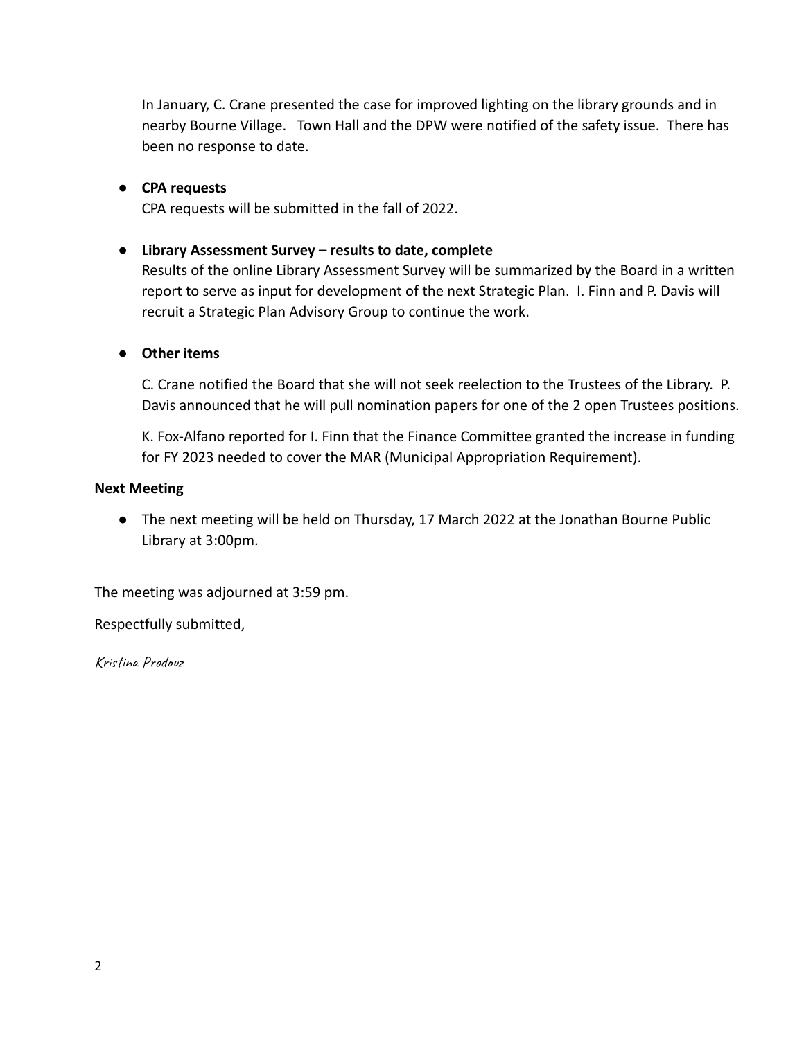In January, C. Crane presented the case for improved lighting on the library grounds and in nearby Bourne Village. Town Hall and the DPW were notified of the safety issue. There has been no response to date.

- **CPA requests**

  CPA requests will be submitted in the fall of 2022.

- **Library Assessment Survey – results to date, complete**

  Results of the online Library Assessment Survey will be summarized by the Board in a written report to serve as input for development of the next Strategic Plan. I. Finn and P. Davis will recruit a Strategic Plan Advisory Group to continue the work.

- **Other items**

  C. Crane notified the Board that she will not seek reelection to the Trustees of the Library. P. Davis announced that he will pull nomination papers for one of the 2 open Trustees positions.

  K. Fox-Alfano reported for I. Finn that the Finance Committee granted the increase in funding for FY 2023 needed to cover the MAR (Municipal Appropriation Requirement).

**Next Meeting**

- The next meeting will be held on Thursday, 17 March 2022 at the Jonathan Bourne Public Library at 3:00pm.

The meeting was adjourned at 3:59 pm.

Respectfully submitted,

*Kristina Prodouz*